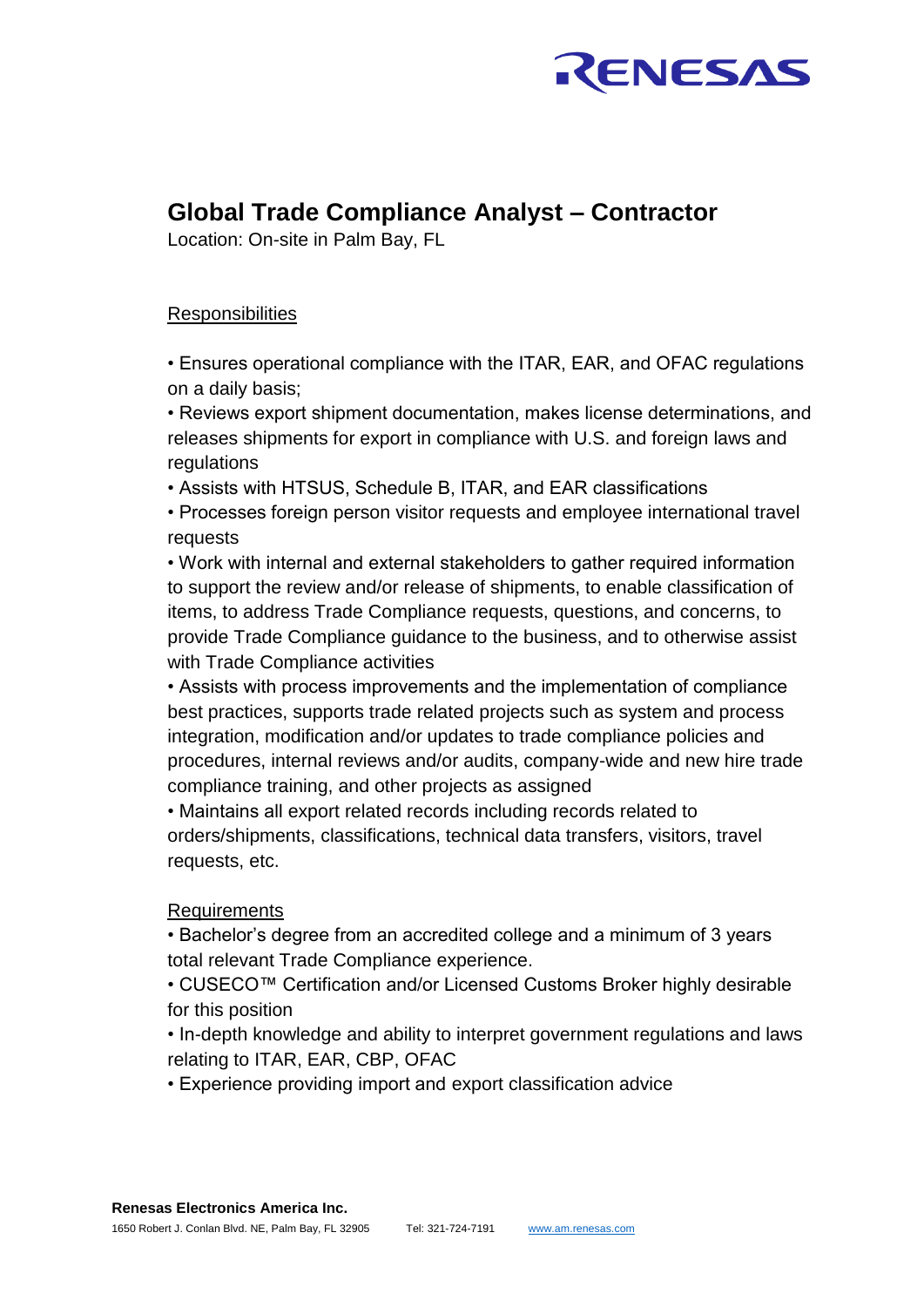RENESAS

# Global Trade Compliance Analyst – Contractor

Location: On-site in Palm Bay, FL

## Responsibilities

• Ensures operational compliance with the ITAR, EAR, and OFAC regulations on a daily basis;
• Reviews export shipment documentation, makes license determinations, and releases shipments for export in compliance with U.S. and foreign laws and regulations
• Assists with HTSUS, Schedule B, ITAR, and EAR classifications
• Processes foreign person visitor requests and employee international travel requests
• Work with internal and external stakeholders to gather required information to support the review and/or release of shipments, to enable classification of items, to address Trade Compliance requests, questions, and concerns, to provide Trade Compliance guidance to the business, and to otherwise assist with Trade Compliance activities
• Assists with process improvements and the implementation of compliance best practices, supports trade related projects such as system and process integration, modification and/or updates to trade compliance policies and procedures, internal reviews and/or audits, company-wide and new hire trade compliance training, and other projects as assigned
• Maintains all export related records including records related to orders/shipments, classifications, technical data transfers, visitors, travel requests, etc.

## Requirements

• Bachelor's degree from an accredited college and a minimum of 3 years total relevant Trade Compliance experience.
• CUSECO™ Certification and/or Licensed Customs Broker highly desirable for this position
• In-depth knowledge and ability to interpret government regulations and laws relating to ITAR, EAR, CBP, OFAC
• Experience providing import and export classification advice

**Renesas Electronics America Inc.**
1650 Robert J. Conlan Blvd. NE, Palm Bay, FL 32905 Tel: 321-724-7191 www.am.renesas.com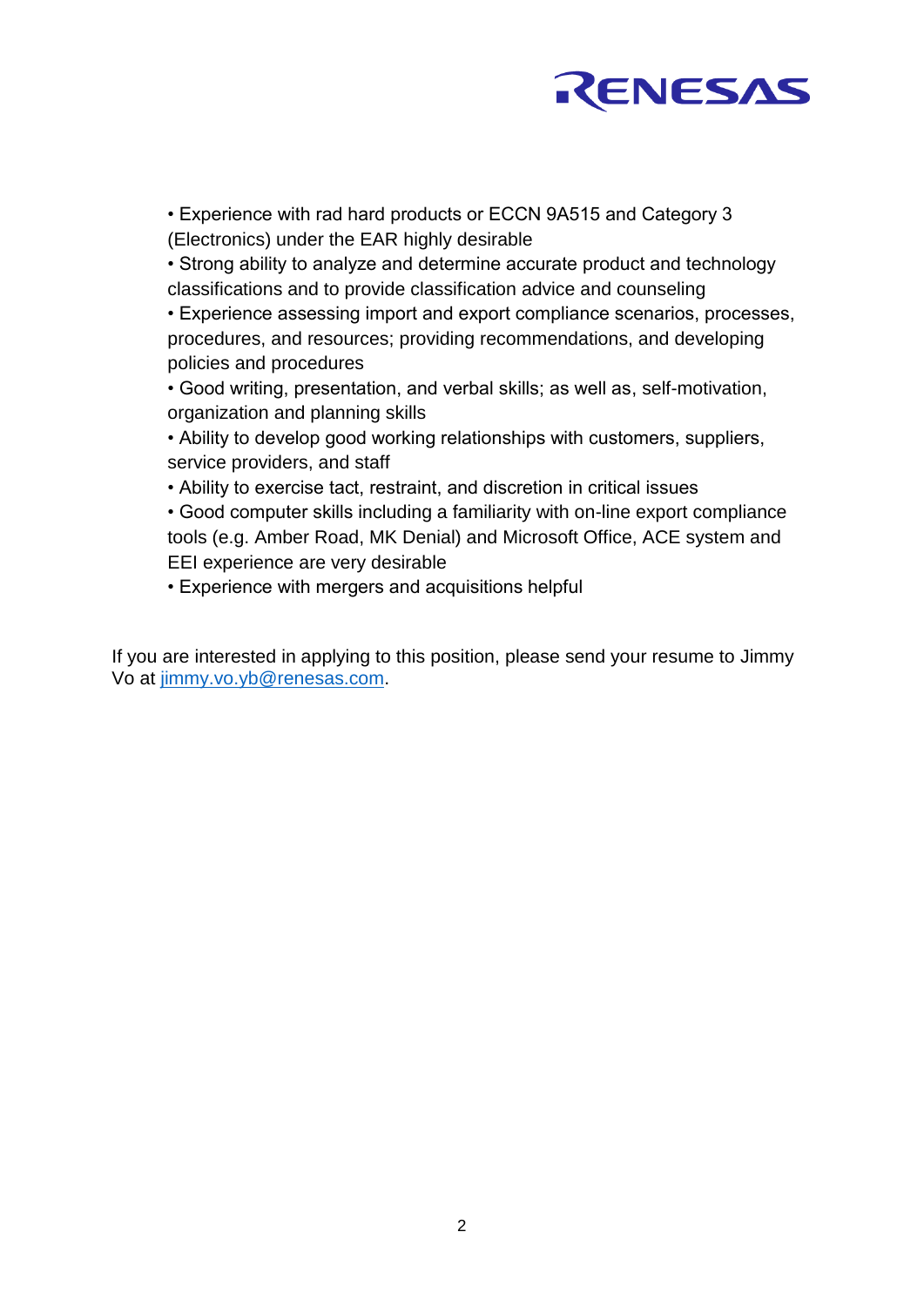- Experience with rad hard products or ECCN 9A515 and Category 3 (Electronics) under the EAR highly desirable
- Strong ability to analyze and determine accurate product and technology classifications and to provide classification advice and counseling
- Experience assessing import and export compliance scenarios, processes, procedures, and resources; providing recommendations, and developing policies and procedures
- Good writing, presentation, and verbal skills; as well as, self-motivation, organization and planning skills
- Ability to develop good working relationships with customers, suppliers, service providers, and staff
- Ability to exercise tact, restraint, and discretion in critical issues
- Good computer skills including a familiarity with on-line export compliance tools (e.g. Amber Road, MK Denial) and Microsoft Office, ACE system and EEI experience are very desirable
- Experience with mergers and acquisitions helpful

If you are interested in applying to this position, please send your resume to Jimmy Vo at jimmy.vo.yb@renesas.com.